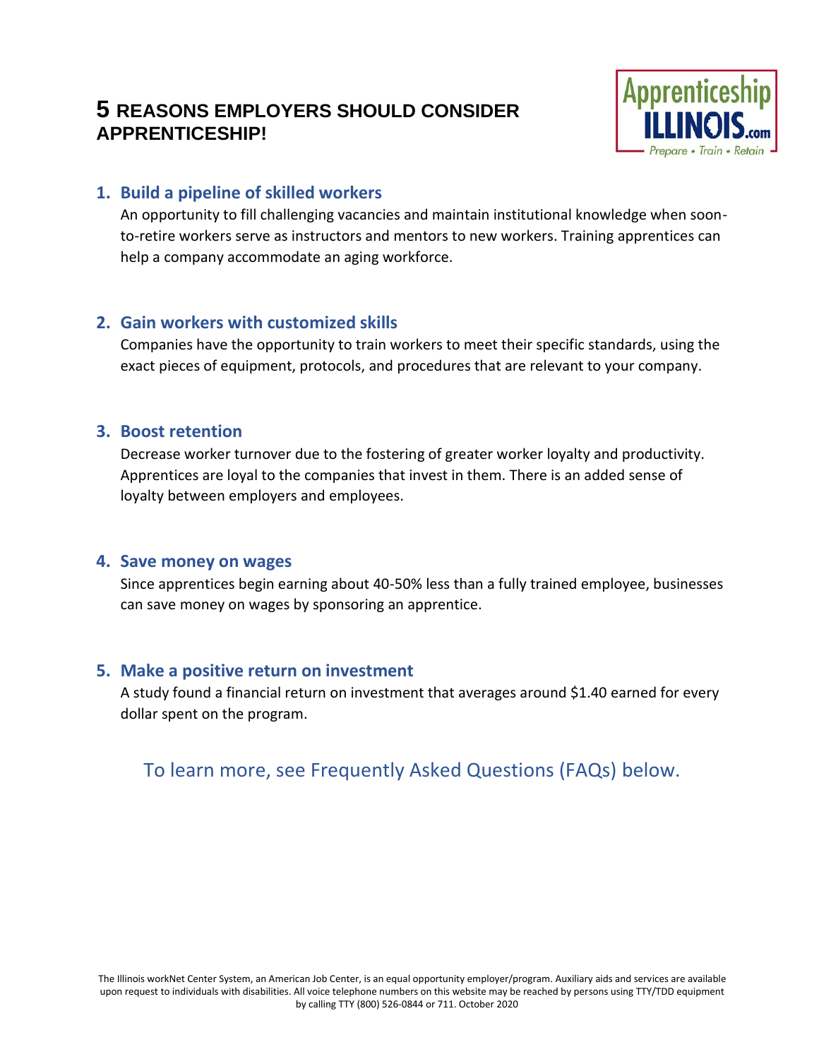# 5 REASONS EMPLOYERS SHOULD CONSIDER APPRENTICESHIP!

Apprenticeship ILLINOIS.com
Prepare • Train • Retain

## 1. Build a pipeline of skilled workers

An opportunity to fill challenging vacancies and maintain institutional knowledge when soon-to-retire workers serve as instructors and mentors to new workers. Training apprentices can help a company accommodate an aging workforce.

## 2. Gain workers with customized skills

Companies have the opportunity to train workers to meet their specific standards, using the exact pieces of equipment, protocols, and procedures that are relevant to your company.

## 3. Boost retention

Decrease worker turnover due to the fostering of greater worker loyalty and productivity. Apprentices are loyal to the companies that invest in them. There is an added sense of loyalty between employers and employees.

## 4. Save money on wages

Since apprentices begin earning about 40-50% less than a fully trained employee, businesses can save money on wages by sponsoring an apprentice.

## 5. Make a positive return on investment

A study found a financial return on investment that averages around $1.40 earned for every dollar spent on the program.

To learn more, see Frequently Asked Questions (FAQs) below.

The Illinois workNet Center System, an American Job Center, is an equal opportunity employer/program. Auxiliary aids and services are available upon request to individuals with disabilities. All voice telephone numbers on this website may be reached by persons using TTY/TDD equipment by calling TTY (800) 526-0844 or 711. October 2020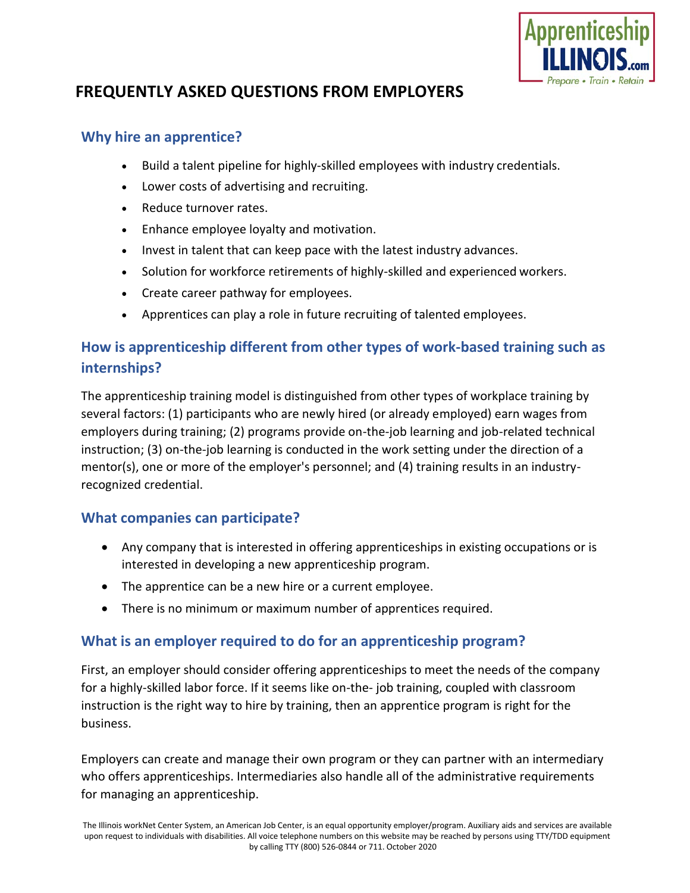# FREQUENTLY ASKED QUESTIONS FROM EMPLOYERS

## Why hire an apprentice?

- Build a talent pipeline for highly-skilled employees with industry credentials.
- Lower costs of advertising and recruiting.
- Reduce turnover rates.
- Enhance employee loyalty and motivation.
- Invest in talent that can keep pace with the latest industry advances.
- Solution for workforce retirements of highly-skilled and experienced workers.
- Create career pathway for employees.
- Apprentices can play a role in future recruiting of talented employees.

## How is apprenticeship different from other types of work-based training such as internships?

The apprenticeship training model is distinguished from other types of workplace training by several factors: (1) participants who are newly hired (or already employed) earn wages from employers during training; (2) programs provide on-the-job learning and job-related technical instruction; (3) on-the-job learning is conducted in the work setting under the direction of a mentor(s), one or more of the employer's personnel; and (4) training results in an industry-recognized credential.

## What companies can participate?

- Any company that is interested in offering apprenticeships in existing occupations or is interested in developing a new apprenticeship program.
- The apprentice can be a new hire or a current employee.
- There is no minimum or maximum number of apprentices required.

## What is an employer required to do for an apprenticeship program?

First, an employer should consider offering apprenticeships to meet the needs of the company for a highly-skilled labor force. If it seems like on-the- job training, coupled with classroom instruction is the right way to hire by training, then an apprentice program is right for the business.

Employers can create and manage their own program or they can partner with an intermediary who offers apprenticeships. Intermediaries also handle all of the administrative requirements for managing an apprenticeship.

The Illinois workNet Center System, an American Job Center, is an equal opportunity employer/program. Auxiliary aids and services are available upon request to individuals with disabilities. All voice telephone numbers on this website may be reached by persons using TTY/TDD equipment by calling TTY (800) 526-0844 or 711. October 2020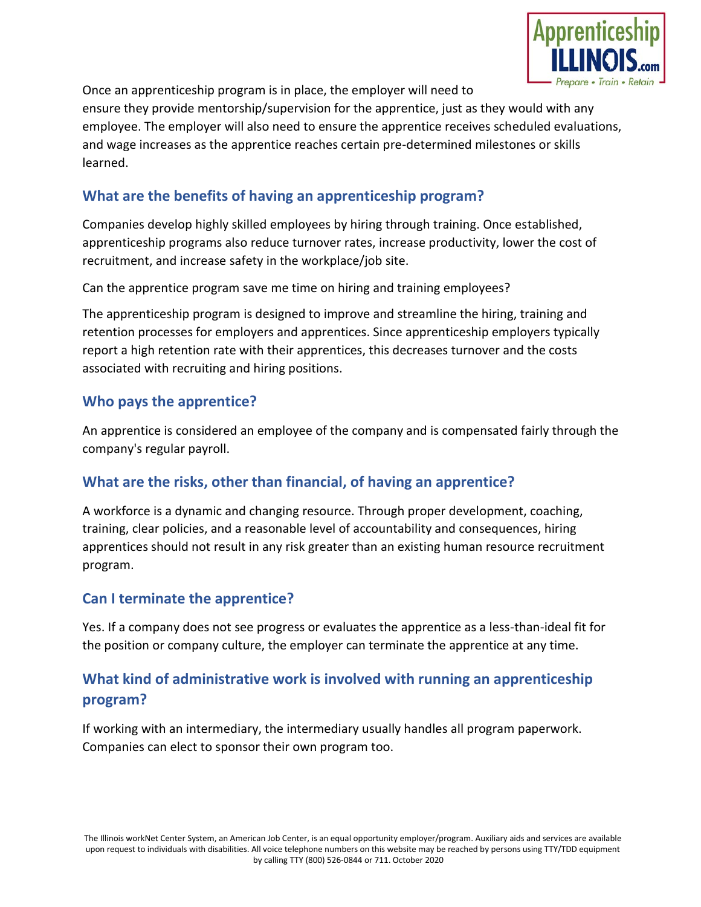Once an apprenticeship program is in place, the employer will need to ensure they provide mentorship/supervision for the apprentice, just as they would with any employee. The employer will also need to ensure the apprentice receives scheduled evaluations, and wage increases as the apprentice reaches certain pre-determined milestones or skills learned.

## What are the benefits of having an apprenticeship program?

Companies develop highly skilled employees by hiring through training. Once established, apprenticeship programs also reduce turnover rates, increase productivity, lower the cost of recruitment, and increase safety in the workplace/job site.

Can the apprentice program save me time on hiring and training employees?

The apprenticeship program is designed to improve and streamline the hiring, training and retention processes for employers and apprentices. Since apprenticeship employers typically report a high retention rate with their apprentices, this decreases turnover and the costs associated with recruiting and hiring positions.

## Who pays the apprentice?

An apprentice is considered an employee of the company and is compensated fairly through the company's regular payroll.

## What are the risks, other than financial, of having an apprentice?

A workforce is a dynamic and changing resource. Through proper development, coaching, training, clear policies, and a reasonable level of accountability and consequences, hiring apprentices should not result in any risk greater than an existing human resource recruitment program.

## Can I terminate the apprentice?

Yes. If a company does not see progress or evaluates the apprentice as a less-than-ideal fit for the position or company culture, the employer can terminate the apprentice at any time.

## What kind of administrative work is involved with running an apprenticeship program?

If working with an intermediary, the intermediary usually handles all program paperwork. Companies can elect to sponsor their own program too.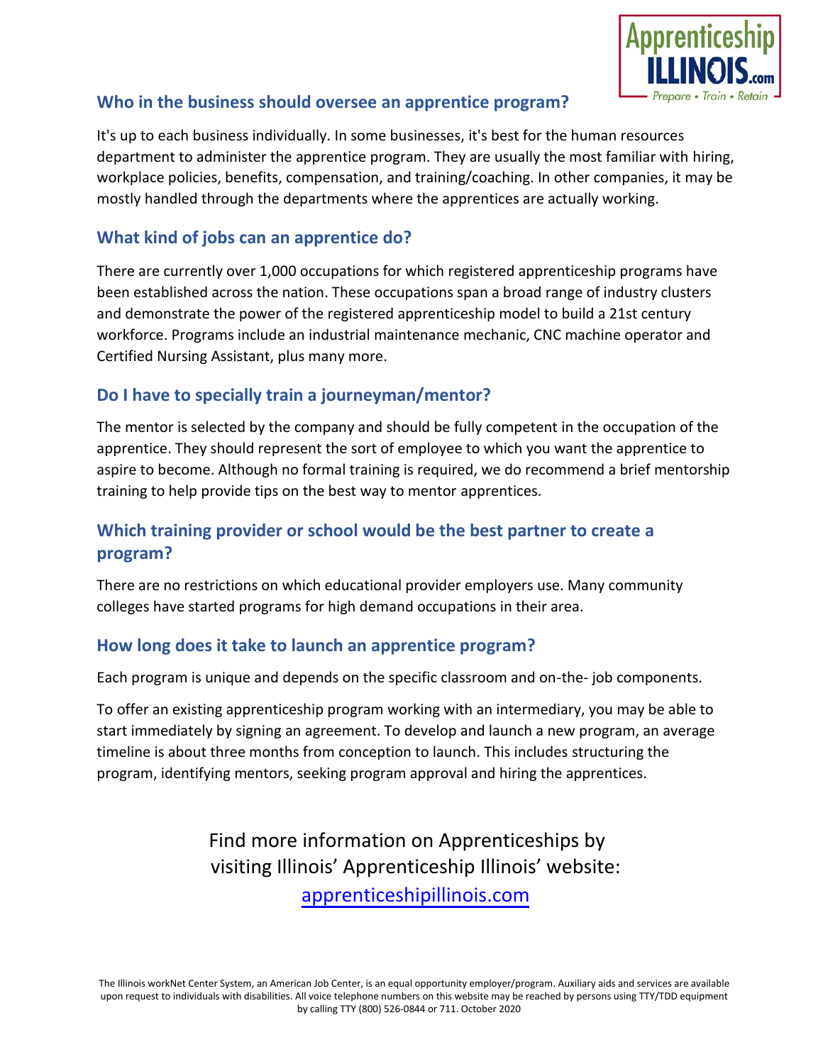Apprenticeship ILLINOIS.com
Prepare • Train • Retain

## Who in the business should oversee an apprentice program?

It's up to each business individually. In some businesses, it's best for the human resources department to administer the apprentice program. They are usually the most familiar with hiring, workplace policies, benefits, compensation, and training/coaching. In other companies, it may be mostly handled through the departments where the apprentices are actually working.

## What kind of jobs can an apprentice do?

There are currently over 1,000 occupations for which registered apprenticeship programs have been established across the nation. These occupations span a broad range of industry clusters and demonstrate the power of the registered apprenticeship model to build a 21st century workforce. Programs include an industrial maintenance mechanic, CNC machine operator and Certified Nursing Assistant, plus many more.

## Do I have to specially train a journeyman/mentor?

The mentor is selected by the company and should be fully competent in the occupation of the apprentice. They should represent the sort of employee to which you want the apprentice to aspire to become. Although no formal training is required, we do recommend a brief mentorship training to help provide tips on the best way to mentor apprentices.

## Which training provider or school would be the best partner to create a program?

There are no restrictions on which educational provider employers use. Many community colleges have started programs for high demand occupations in their area.

## How long does it take to launch an apprentice program?

Each program is unique and depends on the specific classroom and on-the- job components.

To offer an existing apprenticeship program working with an intermediary, you may be able to start immediately by signing an agreement. To develop and launch a new program, an average timeline is about three months from conception to launch. This includes structuring the program, identifying mentors, seeking program approval and hiring the apprentices.

Find more information on Apprenticeships by visiting Illinois' Apprenticeship Illinois' website: [apprenticeshipillinois.com](apprenticeshipillinois.com)

The Illinois workNet Center System, an American Job Center, is an equal opportunity employer/program. Auxiliary aids and services are available upon request to individuals with disabilities. All voice telephone numbers on this website may be reached by persons using TTY/TDD equipment by calling TTY (800) 526-0844 or 711. October 2020